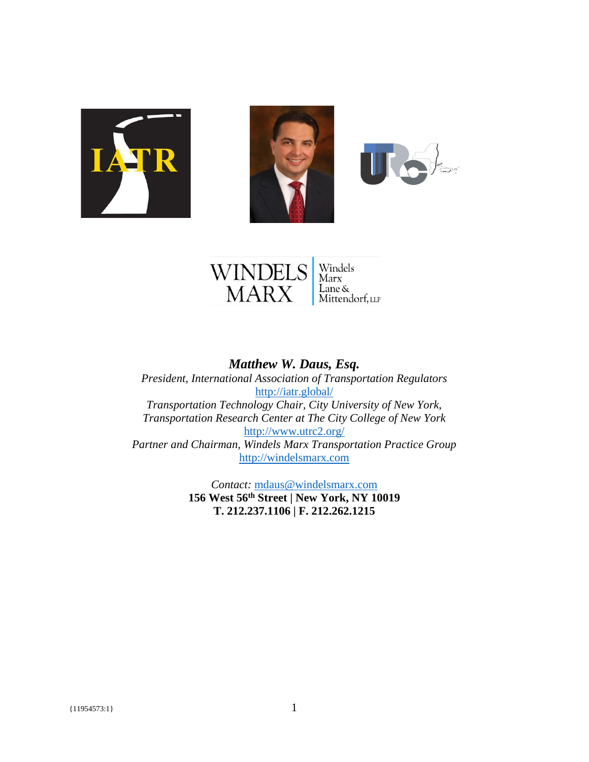***Matthew W. Daus, Esq.***

*President, International Association of Transportation Regulators*
http://iatr.global/
*Transportation Technology Chair, City University of New York, Transportation Research Center at The City College of New York*
http://www.utrc2.org/
*Partner and Chairman, Windels Marx Transportation Practice Group*
http://windelsmarx.com

*Contact:* mdaus@windelsmarx.com
**156 West 56th Street | New York, NY 10019**
**T. 212.237.1106 | F. 212.262.1215**

{11954573:1}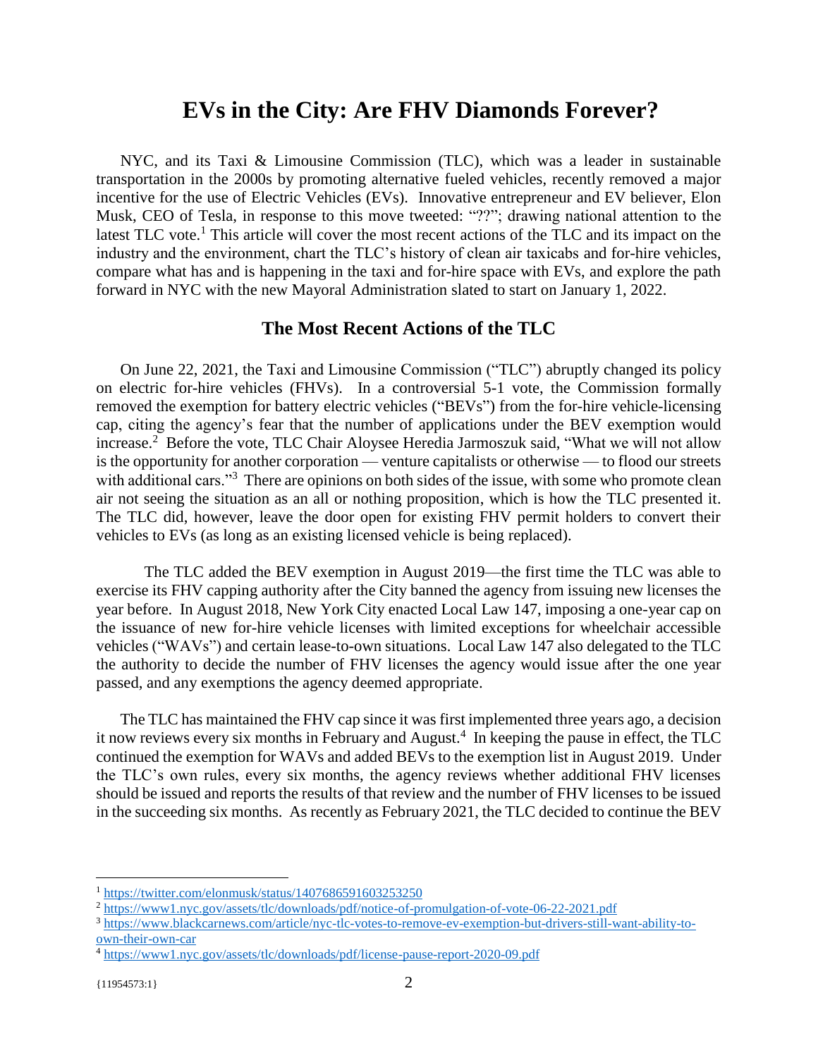# EVs in the City: Are FHV Diamonds Forever?

NYC, and its Taxi & Limousine Commission (TLC), which was a leader in sustainable transportation in the 2000s by promoting alternative fueled vehicles, recently removed a major incentive for the use of Electric Vehicles (EVs). Innovative entrepreneur and EV believer, Elon Musk, CEO of Tesla, in response to this move tweeted: "??"; drawing national attention to the latest TLC vote.[1] This article will cover the most recent actions of the TLC and its impact on the industry and the environment, chart the TLC's history of clean air taxicabs and for-hire vehicles, compare what has and is happening in the taxi and for-hire space with EVs, and explore the path forward in NYC with the new Mayoral Administration slated to start on January 1, 2022.

## The Most Recent Actions of the TLC

On June 22, 2021, the Taxi and Limousine Commission ("TLC") abruptly changed its policy on electric for-hire vehicles (FHVs). In a controversial 5-1 vote, the Commission formally removed the exemption for battery electric vehicles ("BEVs") from the for-hire vehicle-licensing cap, citing the agency's fear that the number of applications under the BEV exemption would increase.[2] Before the vote, TLC Chair Aloysee Heredia Jarmoszuk said, "What we will not allow is the opportunity for another corporation — venture capitalists or otherwise — to flood our streets with additional cars."[3] There are opinions on both sides of the issue, with some who promote clean air not seeing the situation as an all or nothing proposition, which is how the TLC presented it. The TLC did, however, leave the door open for existing FHV permit holders to convert their vehicles to EVs (as long as an existing licensed vehicle is being replaced).

The TLC added the BEV exemption in August 2019—the first time the TLC was able to exercise its FHV capping authority after the City banned the agency from issuing new licenses the year before. In August 2018, New York City enacted Local Law 147, imposing a one-year cap on the issuance of new for-hire vehicle licenses with limited exceptions for wheelchair accessible vehicles ("WAVs") and certain lease-to-own situations. Local Law 147 also delegated to the TLC the authority to decide the number of FHV licenses the agency would issue after the one year passed, and any exemptions the agency deemed appropriate.

The TLC has maintained the FHV cap since it was first implemented three years ago, a decision it now reviews every six months in February and August.[4] In keeping the pause in effect, the TLC continued the exemption for WAVs and added BEVs to the exemption list in August 2019. Under the TLC's own rules, every six months, the agency reviews whether additional FHV licenses should be issued and reports the results of that review and the number of FHV licenses to be issued in the succeeding six months. As recently as February 2021, the TLC decided to continue the BEV

---

[1] https://twitter.com/elonmusk/status/1407686591603253250

[2] https://www1.nyc.gov/assets/tlc/downloads/pdf/notice-of-promulgation-of-vote-06-22-2021.pdf

[3] https://www.blackcarnews.com/article/nyc-tlc-votes-to-remove-ev-exemption-but-drivers-still-want-ability-to-own-their-own-car

[4] https://www1.nyc.gov/assets/tlc/downloads/pdf/license-pause-report-2020-09.pdf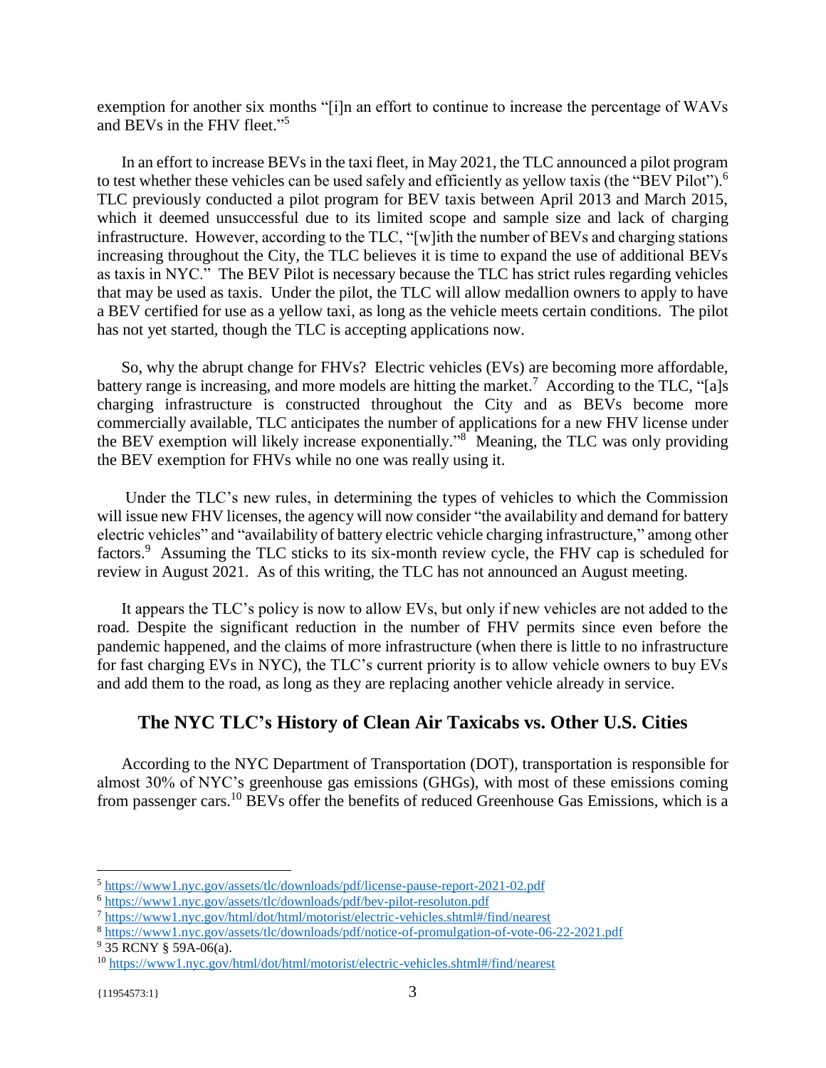exemption for another six months "[i]n an effort to continue to increase the percentage of WAVs and BEVs in the FHV fleet."[5]

In an effort to increase BEVs in the taxi fleet, in May 2021, the TLC announced a pilot program to test whether these vehicles can be used safely and efficiently as yellow taxis (the "BEV Pilot").[6] TLC previously conducted a pilot program for BEV taxis between April 2013 and March 2015, which it deemed unsuccessful due to its limited scope and sample size and lack of charging infrastructure. However, according to the TLC, "[w]ith the number of BEVs and charging stations increasing throughout the City, the TLC believes it is time to expand the use of additional BEVs as taxis in NYC." The BEV Pilot is necessary because the TLC has strict rules regarding vehicles that may be used as taxis. Under the pilot, the TLC will allow medallion owners to apply to have a BEV certified for use as a yellow taxi, as long as the vehicle meets certain conditions. The pilot has not yet started, though the TLC is accepting applications now.

So, why the abrupt change for FHVs? Electric vehicles (EVs) are becoming more affordable, battery range is increasing, and more models are hitting the market.[7] According to the TLC, "[a]s charging infrastructure is constructed throughout the City and as BEVs become more commercially available, TLC anticipates the number of applications for a new FHV license under the BEV exemption will likely increase exponentially."[8] Meaning, the TLC was only providing the BEV exemption for FHVs while no one was really using it.

Under the TLC's new rules, in determining the types of vehicles to which the Commission will issue new FHV licenses, the agency will now consider "the availability and demand for battery electric vehicles" and "availability of battery electric vehicle charging infrastructure," among other factors.[9] Assuming the TLC sticks to its six-month review cycle, the FHV cap is scheduled for review in August 2021. As of this writing, the TLC has not announced an August meeting.

It appears the TLC's policy is now to allow EVs, but only if new vehicles are not added to the road. Despite the significant reduction in the number of FHV permits since even before the pandemic happened, and the claims of more infrastructure (when there is little to no infrastructure for fast charging EVs in NYC), the TLC's current priority is to allow vehicle owners to buy EVs and add them to the road, as long as they are replacing another vehicle already in service.

## The NYC TLC's History of Clean Air Taxicabs vs. Other U.S. Cities

According to the NYC Department of Transportation (DOT), transportation is responsible for almost 30% of NYC's greenhouse gas emissions (GHGs), with most of these emissions coming from passenger cars.[10] BEVs offer the benefits of reduced Greenhouse Gas Emissions, which is a

---

[5] https://www1.nyc.gov/assets/tlc/downloads/pdf/license-pause-report-2021-02.pdf

[6] https://www1.nyc.gov/assets/tlc/downloads/pdf/bev-pilot-resoluton.pdf

[7] https://www1.nyc.gov/html/dot/html/motorist/electric-vehicles.shtml#/find/nearest

[8] https://www1.nyc.gov/assets/tlc/downloads/pdf/notice-of-promulgation-of-vote-06-22-2021.pdf

[9] 35 RCNY § 59A-06(a).

[10] https://www1.nyc.gov/html/dot/html/motorist/electric-vehicles.shtml#/find/nearest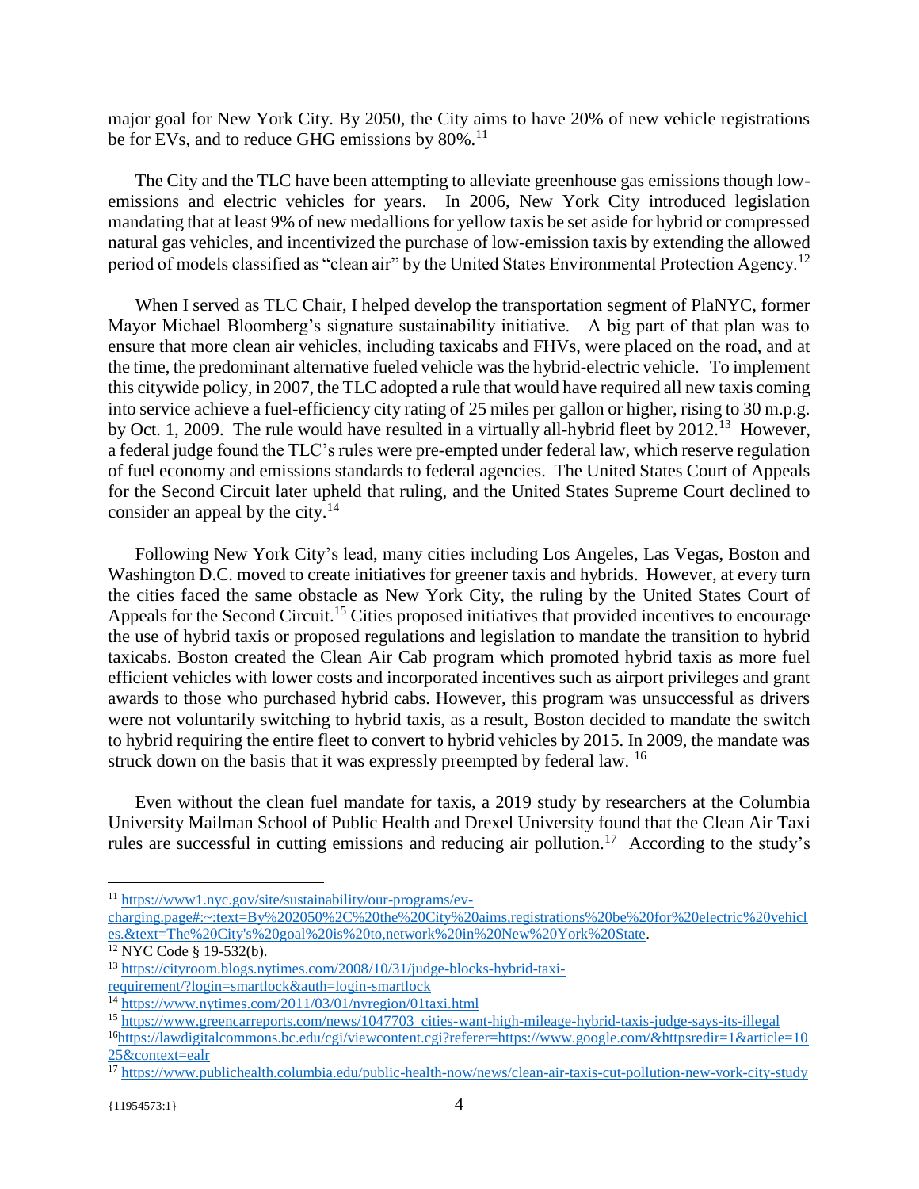major goal for New York City. By 2050, the City aims to have 20% of new vehicle registrations be for EVs, and to reduce GHG emissions by 80%.[11]

The City and the TLC have been attempting to alleviate greenhouse gas emissions though low-emissions and electric vehicles for years. In 2006, New York City introduced legislation mandating that at least 9% of new medallions for yellow taxis be set aside for hybrid or compressed natural gas vehicles, and incentivized the purchase of low-emission taxis by extending the allowed period of models classified as "clean air" by the United States Environmental Protection Agency.[12]

When I served as TLC Chair, I helped develop the transportation segment of PlaNYC, former Mayor Michael Bloomberg's signature sustainability initiative. A big part of that plan was to ensure that more clean air vehicles, including taxicabs and FHVs, were placed on the road, and at the time, the predominant alternative fueled vehicle was the hybrid-electric vehicle. To implement this citywide policy, in 2007, the TLC adopted a rule that would have required all new taxis coming into service achieve a fuel-efficiency city rating of 25 miles per gallon or higher, rising to 30 m.p.g. by Oct. 1, 2009. The rule would have resulted in a virtually all-hybrid fleet by 2012.[13] However, a federal judge found the TLC's rules were pre-empted under federal law, which reserve regulation of fuel economy and emissions standards to federal agencies. The United States Court of Appeals for the Second Circuit later upheld that ruling, and the United States Supreme Court declined to consider an appeal by the city.[14]

Following New York City's lead, many cities including Los Angeles, Las Vegas, Boston and Washington D.C. moved to create initiatives for greener taxis and hybrids. However, at every turn the cities faced the same obstacle as New York City, the ruling by the United States Court of Appeals for the Second Circuit.[15] Cities proposed initiatives that provided incentives to encourage the use of hybrid taxis or proposed regulations and legislation to mandate the transition to hybrid taxicabs. Boston created the Clean Air Cab program which promoted hybrid taxis as more fuel efficient vehicles with lower costs and incorporated incentives such as airport privileges and grant awards to those who purchased hybrid cabs. However, this program was unsuccessful as drivers were not voluntarily switching to hybrid taxis, as a result, Boston decided to mandate the switch to hybrid requiring the entire fleet to convert to hybrid vehicles by 2015. In 2009, the mandate was struck down on the basis that it was expressly preempted by federal law.[16]

Even without the clean fuel mandate for taxis, a 2019 study by researchers at the Columbia University Mailman School of Public Health and Drexel University found that the Clean Air Taxi rules are successful in cutting emissions and reducing air pollution.[17] According to the study's

---

[11] https://www1.nyc.gov/site/sustainability/our-programs/ev-charging.page#:~:text=By%202050%2C%20the%20City%20aims,registrations%20be%20for%20electric%20vehicles.&text=The%20City's%20goal%20is%20to,network%20in%20New%20York%20State.

[12] NYC Code § 19-532(b).

[13] https://cityroom.blogs.nytimes.com/2008/10/31/judge-blocks-hybrid-taxi-requirement/?login=smartlock&auth=login-smartlock

[14] https://www.nytimes.com/2011/03/01/nyregion/01taxi.html

[15] https://www.greencarreports.com/news/1047703_cities-want-high-mileage-hybrid-taxis-judge-says-its-illegal

[16] https://lawdigitalcommons.bc.edu/cgi/viewcontent.cgi?referer=https://www.google.com/&httpsredir=1&article=1025&context=ealr

[17] https://www.publichealth.columbia.edu/public-health-now/news/clean-air-taxis-cut-pollution-new-york-city-study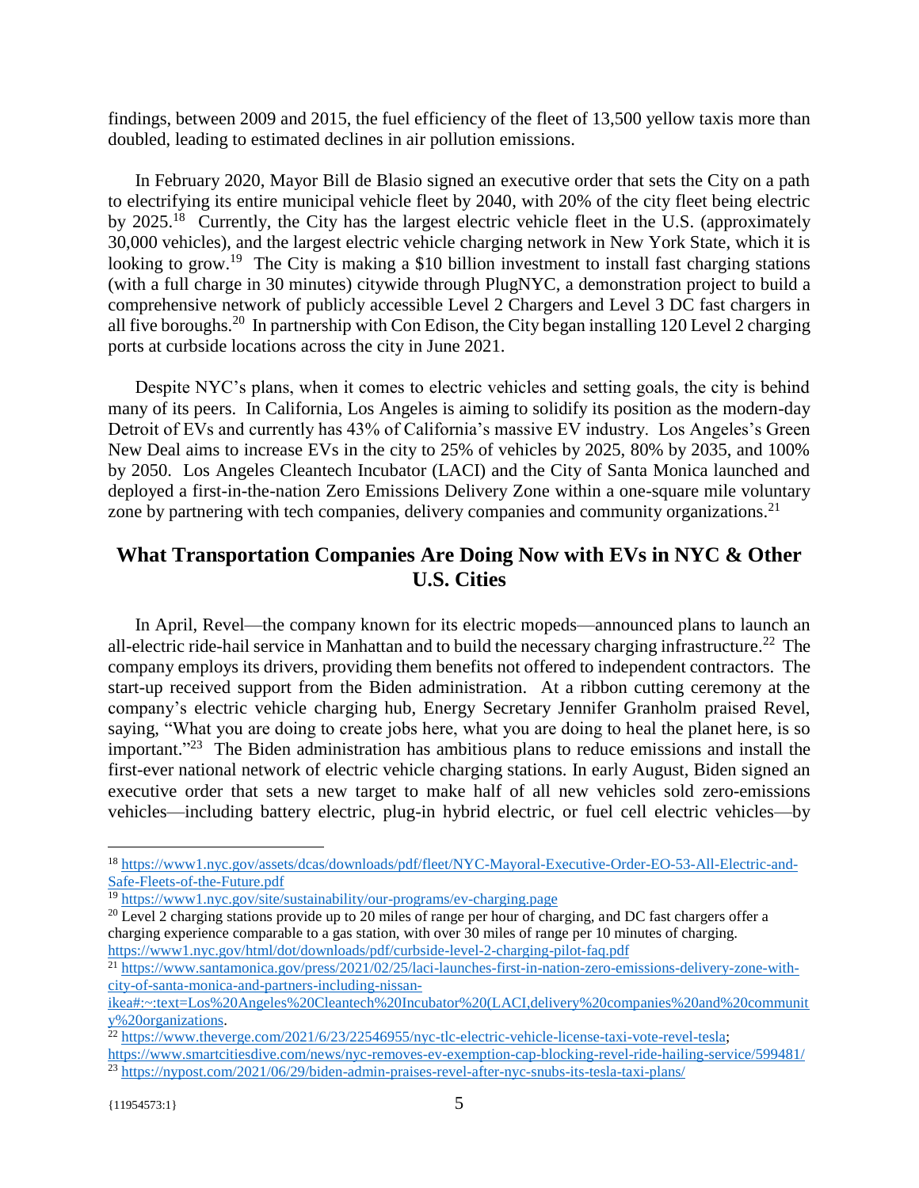findings, between 2009 and 2015, the fuel efficiency of the fleet of 13,500 yellow taxis more than doubled, leading to estimated declines in air pollution emissions.

In February 2020, Mayor Bill de Blasio signed an executive order that sets the City on a path to electrifying its entire municipal vehicle fleet by 2040, with 20% of the city fleet being electric by 2025.[18] Currently, the City has the largest electric vehicle fleet in the U.S. (approximately 30,000 vehicles), and the largest electric vehicle charging network in New York State, which it is looking to grow.[19] The City is making a $10 billion investment to install fast charging stations (with a full charge in 30 minutes) citywide through PlugNYC, a demonstration project to build a comprehensive network of publicly accessible Level 2 Chargers and Level 3 DC fast chargers in all five boroughs.[20] In partnership with Con Edison, the City began installing 120 Level 2 charging ports at curbside locations across the city in June 2021.

Despite NYC's plans, when it comes to electric vehicles and setting goals, the city is behind many of its peers. In California, Los Angeles is aiming to solidify its position as the modern-day Detroit of EVs and currently has 43% of California's massive EV industry. Los Angeles's Green New Deal aims to increase EVs in the city to 25% of vehicles by 2025, 80% by 2035, and 100% by 2050. Los Angeles Cleantech Incubator (LACI) and the City of Santa Monica launched and deployed a first-in-the-nation Zero Emissions Delivery Zone within a one-square mile voluntary zone by partnering with tech companies, delivery companies and community organizations.[21]

## What Transportation Companies Are Doing Now with EVs in NYC & Other U.S. Cities

In April, Revel—the company known for its electric mopeds—announced plans to launch an all-electric ride-hail service in Manhattan and to build the necessary charging infrastructure.[22] The company employs its drivers, providing them benefits not offered to independent contractors. The start-up received support from the Biden administration. At a ribbon cutting ceremony at the company's electric vehicle charging hub, Energy Secretary Jennifer Granholm praised Revel, saying, "What you are doing to create jobs here, what you are doing to heal the planet here, is so important."[23] The Biden administration has ambitious plans to reduce emissions and install the first-ever national network of electric vehicle charging stations. In early August, Biden signed an executive order that sets a new target to make half of all new vehicles sold zero-emissions vehicles—including battery electric, plug-in hybrid electric, or fuel cell electric vehicles—by

---

[18] https://www1.nyc.gov/assets/dcas/downloads/pdf/fleet/NYC-Mayoral-Executive-Order-EO-53-All-Electric-and-Safe-Fleets-of-the-Future.pdf

[19] https://www1.nyc.gov/site/sustainability/our-programs/ev-charging.page

[20] Level 2 charging stations provide up to 20 miles of range per hour of charging, and DC fast chargers offer a charging experience comparable to a gas station, with over 30 miles of range per 10 minutes of charging. https://www1.nyc.gov/html/dot/downloads/pdf/curbside-level-2-charging-pilot-faq.pdf

[21] https://www.santamonica.gov/press/2021/02/25/laci-launches-first-in-nation-zero-emissions-delivery-zone-with-city-of-santa-monica-and-partners-including-nissan-ikea#:~:text=Los%20Angeles%20Cleantech%20Incubator%20(LACI,delivery%20companies%20and%20community%20organizations.

[22] https://www.theverge.com/2021/6/23/22546955/nyc-tlc-electric-vehicle-license-taxi-vote-revel-tesla; https://www.smartcitiesdive.com/news/nyc-removes-ev-exemption-cap-blocking-revel-ride-hailing-service/599481/

[23] https://nypost.com/2021/06/29/biden-admin-praises-revel-after-nyc-snubs-its-tesla-taxi-plans/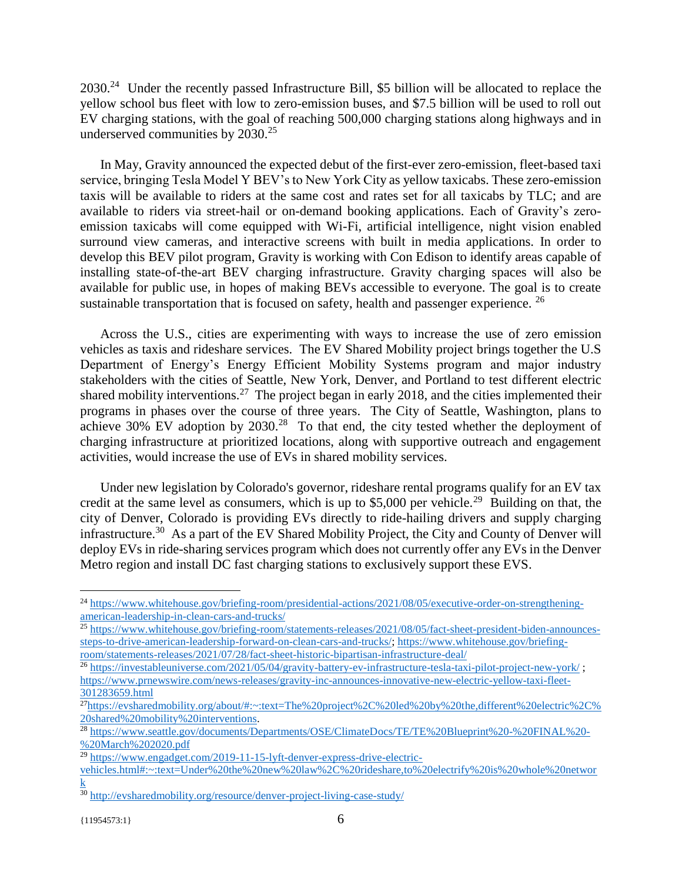2030.[24] Under the recently passed Infrastructure Bill, $5 billion will be allocated to replace the yellow school bus fleet with low to zero-emission buses, and $7.5 billion will be used to roll out EV charging stations, with the goal of reaching 500,000 charging stations along highways and in underserved communities by 2030.[25]

In May, Gravity announced the expected debut of the first-ever zero-emission, fleet-based taxi service, bringing Tesla Model Y BEV's to New York City as yellow taxicabs. These zero-emission taxis will be available to riders at the same cost and rates set for all taxicabs by TLC; and are available to riders via street-hail or on-demand booking applications. Each of Gravity's zero-emission taxicabs will come equipped with Wi-Fi, artificial intelligence, night vision enabled surround view cameras, and interactive screens with built in media applications. In order to develop this BEV pilot program, Gravity is working with Con Edison to identify areas capable of installing state-of-the-art BEV charging infrastructure. Gravity charging spaces will also be available for public use, in hopes of making BEVs accessible to everyone. The goal is to create sustainable transportation that is focused on safety, health and passenger experience. [26]

Across the U.S., cities are experimenting with ways to increase the use of zero emission vehicles as taxis and rideshare services. The EV Shared Mobility project brings together the U.S Department of Energy's Energy Efficient Mobility Systems program and major industry stakeholders with the cities of Seattle, New York, Denver, and Portland to test different electric shared mobility interventions.[27] The project began in early 2018, and the cities implemented their programs in phases over the course of three years. The City of Seattle, Washington, plans to achieve 30% EV adoption by 2030.[28] To that end, the city tested whether the deployment of charging infrastructure at prioritized locations, along with supportive outreach and engagement activities, would increase the use of EVs in shared mobility services.

Under new legislation by Colorado's governor, rideshare rental programs qualify for an EV tax credit at the same level as consumers, which is up to $5,000 per vehicle.[29] Building on that, the city of Denver, Colorado is providing EVs directly to ride-hailing drivers and supply charging infrastructure.[30] As a part of the EV Shared Mobility Project, the City and County of Denver will deploy EVs in ride-sharing services program which does not currently offer any EVs in the Denver Metro region and install DC fast charging stations to exclusively support these EVS.

---

[24] https://www.whitehouse.gov/briefing-room/presidential-actions/2021/08/05/executive-order-on-strengthening-american-leadership-in-clean-cars-and-trucks/

[25] https://www.whitehouse.gov/briefing-room/statements-releases/2021/08/05/fact-sheet-president-biden-announces-steps-to-drive-american-leadership-forward-on-clean-cars-and-trucks/; https://www.whitehouse.gov/briefing-room/statements-releases/2021/07/28/fact-sheet-historic-bipartisan-infrastructure-deal/

[26] https://investableuniverse.com/2021/05/04/gravity-battery-ev-infrastructure-tesla-taxi-pilot-project-new-york/ ; https://www.prnewswire.com/news-releases/gravity-inc-announces-innovative-new-electric-yellow-taxi-fleet-301283659.html

[27] https://evsharedmobility.org/about/#:~:text=The%20project%2C%20led%20by%20the,different%20electric%2C%20shared%20mobility%20interventions.

[28] https://www.seattle.gov/documents/Departments/OSE/ClimateDocs/TE/TE%20Blueprint%20-%20FINAL%20-%20March%202020.pdf

[29] https://www.engadget.com/2019-11-15-lyft-denver-express-drive-electric-vehicles.html#:~:text=Under%20the%20new%20law%2C%20rideshare,to%20electrify%20is%20whole%20network

[30] http://evsharedmobility.org/resource/denver-project-living-case-study/

{11954573:1}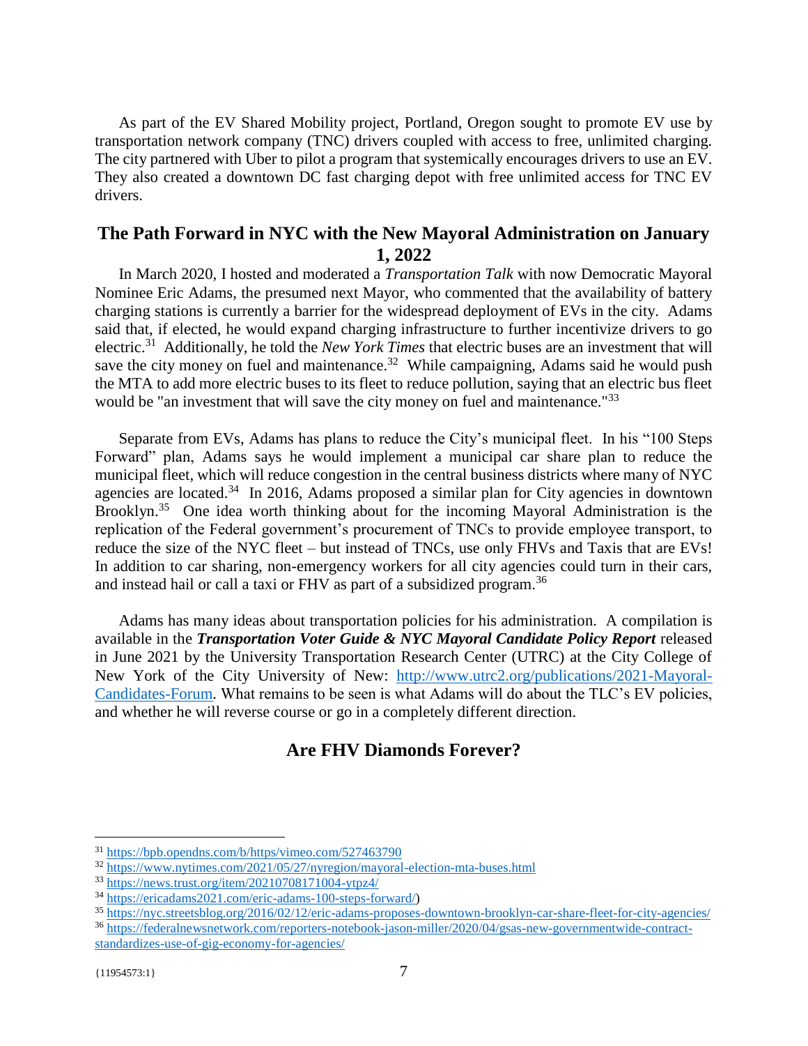As part of the EV Shared Mobility project, Portland, Oregon sought to promote EV use by transportation network company (TNC) drivers coupled with access to free, unlimited charging. The city partnered with Uber to pilot a program that systemically encourages drivers to use an EV. They also created a downtown DC fast charging depot with free unlimited access for TNC EV drivers.

## The Path Forward in NYC with the New Mayoral Administration on January 1, 2022

In March 2020, I hosted and moderated a *Transportation Talk* with now Democratic Mayoral Nominee Eric Adams, the presumed next Mayor, who commented that the availability of battery charging stations is currently a barrier for the widespread deployment of EVs in the city. Adams said that, if elected, he would expand charging infrastructure to further incentivize drivers to go electric.[31] Additionally, he told the *New York Times* that electric buses are an investment that will save the city money on fuel and maintenance.[32] While campaigning, Adams said he would push the MTA to add more electric buses to its fleet to reduce pollution, saying that an electric bus fleet would be "an investment that will save the city money on fuel and maintenance."[33]

Separate from EVs, Adams has plans to reduce the City's municipal fleet. In his "100 Steps Forward" plan, Adams says he would implement a municipal car share plan to reduce the municipal fleet, which will reduce congestion in the central business districts where many of NYC agencies are located.[34] In 2016, Adams proposed a similar plan for City agencies in downtown Brooklyn.[35] One idea worth thinking about for the incoming Mayoral Administration is the replication of the Federal government's procurement of TNCs to provide employee transport, to reduce the size of the NYC fleet – but instead of TNCs, use only FHVs and Taxis that are EVs! In addition to car sharing, non-emergency workers for all city agencies could turn in their cars, and instead hail or call a taxi or FHV as part of a subsidized program.[36]

Adams has many ideas about transportation policies for his administration. A compilation is available in the ***Transportation Voter Guide & NYC Mayoral Candidate Policy Report*** released in June 2021 by the University Transportation Research Center (UTRC) at the City College of New York of the City University of New: [http://www.utrc2.org/publications/2021-Mayoral-Candidates-Forum](http://www.utrc2.org/publications/2021-Mayoral-Candidates-Forum). What remains to be seen is what Adams will do about the TLC's EV policies, and whether he will reverse course or go in a completely different direction.

## Are FHV Diamonds Forever?

---

[31] https://bpb.opendns.com/b/https/vimeo.com/527463790

[32] https://www.nytimes.com/2021/05/27/nyregion/mayoral-election-mta-buses.html

[33] https://news.trust.org/item/20210708171004-ytpz4/

[34] https://ericadams2021.com/eric-adams-100-steps-forward/)

[35] https://nyc.streetsblog.org/2016/02/12/eric-adams-proposes-downtown-brooklyn-car-share-fleet-for-city-agencies/

[36] https://federalnewsnetwork.com/reporters-notebook-jason-miller/2020/04/gsas-new-governmentwide-contract-standardizes-use-of-gig-economy-for-agencies/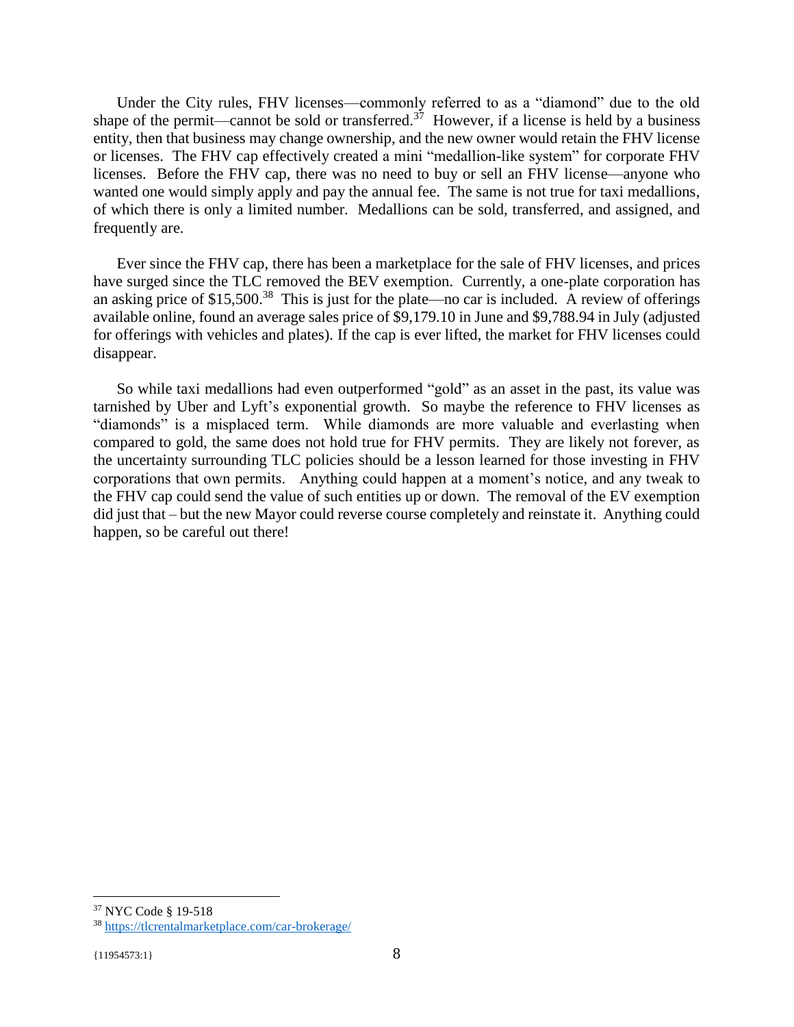Under the City rules, FHV licenses—commonly referred to as a "diamond" due to the old shape of the permit—cannot be sold or transferred.[37] However, if a license is held by a business entity, then that business may change ownership, and the new owner would retain the FHV license or licenses. The FHV cap effectively created a mini "medallion-like system" for corporate FHV licenses. Before the FHV cap, there was no need to buy or sell an FHV license—anyone who wanted one would simply apply and pay the annual fee. The same is not true for taxi medallions, of which there is only a limited number. Medallions can be sold, transferred, and assigned, and frequently are.

Ever since the FHV cap, there has been a marketplace for the sale of FHV licenses, and prices have surged since the TLC removed the BEV exemption. Currently, a one-plate corporation has an asking price of $15,500.[38] This is just for the plate—no car is included. A review of offerings available online, found an average sales price of $9,179.10 in June and $9,788.94 in July (adjusted for offerings with vehicles and plates). If the cap is ever lifted, the market for FHV licenses could disappear.

So while taxi medallions had even outperformed "gold" as an asset in the past, its value was tarnished by Uber and Lyft's exponential growth. So maybe the reference to FHV licenses as "diamonds" is a misplaced term. While diamonds are more valuable and everlasting when compared to gold, the same does not hold true for FHV permits. They are likely not forever, as the uncertainty surrounding TLC policies should be a lesson learned for those investing in FHV corporations that own permits. Anything could happen at a moment's notice, and any tweak to the FHV cap could send the value of such entities up or down. The removal of the EV exemption did just that – but the new Mayor could reverse course completely and reinstate it. Anything could happen, so be careful out there!

---

[37] NYC Code § 19-518

[38] https://tlcrentalmarketplace.com/car-brokerage/

{11954573:1}